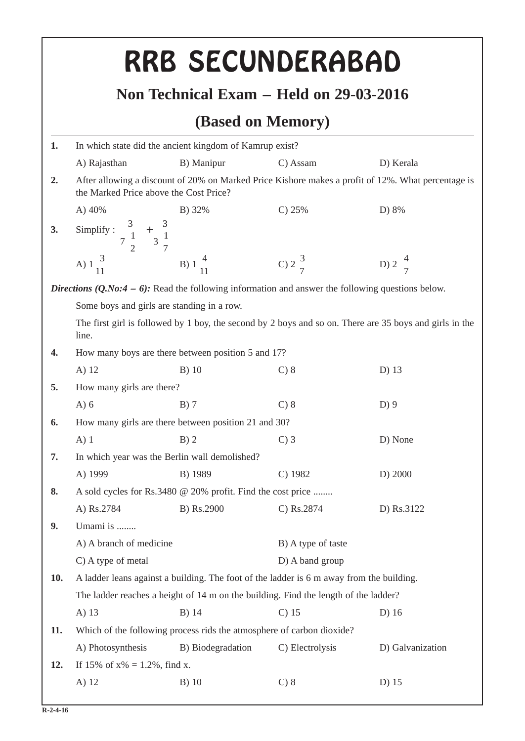# RRB SECUNDERABAD

## Non Technical Exam – Held on 29-03-2016

## (Based on Memory)

**1.** In which state did the ancient kingdom of Kamrup exist?

A) Rajasthan B) Manipur C) Assam D) Kerala

**2.** After allowing a discount of 20% on Marked Price Kishore makes a profit of 12%. What percentage is the Marked Price above the Cost Price?

A) 40% B) 32% C) 25% D) 8%

**3.** Simplify : $\frac{3}{7\frac{1}{2}} + \frac{3}{3\frac{1}{7}}$

A) $1\frac{3}{11}$ B) $1\frac{4}{11}$ C) $2\frac{3}{7}$ D) $2\frac{4}{7}$

***Directions (Q.No:4 – 6):*** Read the following information and answer the following questions below.

Some boys and girls are standing in a row.

The first girl is followed by 1 boy, the second by 2 boys and so on. There are 35 boys and girls in the line.

**4.** How many boys are there between position 5 and 17?

A) 12 B) 10 C) 8 D) 13

**5.** How many girls are there?

A) 6 B) 7 C) 8 D) 9

**6.** How many girls are there between position 21 and 30?

A) 1 B) 2 C) 3 D) None

**7.** In which year was the Berlin wall demolished?

A) 1999 B) 1989 C) 1982 D) 2000

**8.** A sold cycles for Rs.3480 @ 20% profit. Find the cost price ........

A) Rs.2784 B) Rs.2900 C) Rs.2874 D) Rs.3122

**9.** Umami is ........

A) A branch of medicine B) A type of taste

C) A type of metal D) A band group

**10.** A ladder leans against a building. The foot of the ladder is 6 m away from the building.

The ladder reaches a height of 14 m on the building. Find the length of the ladder?

A) 13 B) 14 C) 15 D) 16

**11.** Which of the following process rids the atmosphere of carbon dioxide?

A) Photosynthesis B) Biodegradation C) Electrolysis D) Galvanization

**12.** If 15% of x% = 1.2%, find x.

A) 12 B) 10 C) 8 D) 15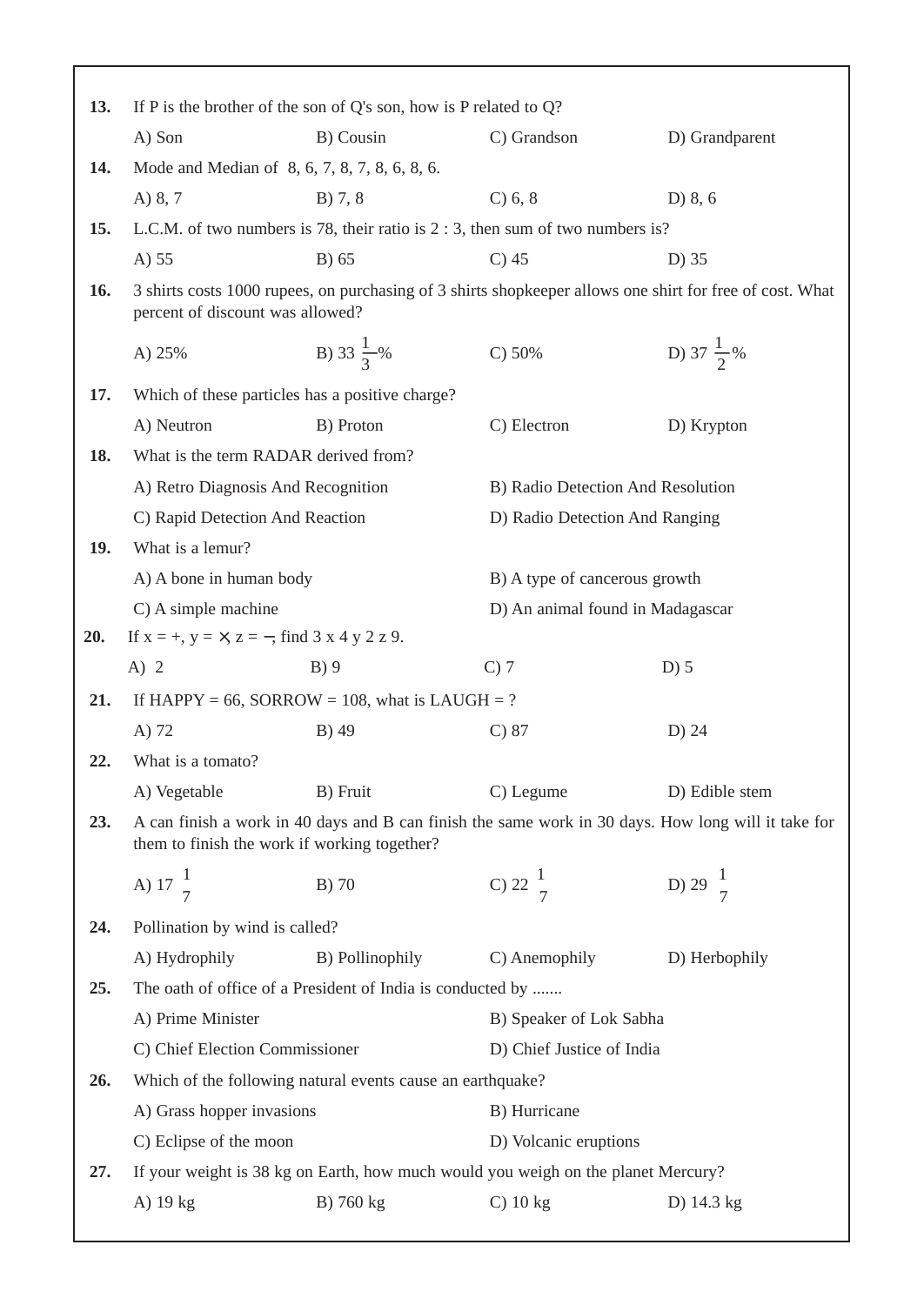**13.** If P is the brother of the son of Q's son, how is P related to Q?

A) Son B) Cousin C) Grandson D) Grandparent

**14.** Mode and Median of 8, 6, 7, 8, 7, 8, 6, 8, 6.

A) 8, 7 B) 7, 8 C) 6, 8 D) 8, 6

**15.** L.C.M. of two numbers is 78, their ratio is 2 : 3, then sum of two numbers is?

A) 55 B) 65 C) 45 D) 35

**16.** 3 shirts costs 1000 rupees, on purchasing of 3 shirts shopkeeper allows one shirt for free of cost. What percent of discount was allowed?

A) 25% B) $33\frac{1}{3}\%$ C) 50% D) $37\frac{1}{2}\%$

**17.** Which of these particles has a positive charge?

A) Neutron B) Proton C) Electron D) Krypton

**18.** What is the term RADAR derived from?

A) Retro Diagnosis And Recognition B) Radio Detection And Resolution

C) Rapid Detection And Reaction D) Radio Detection And Ranging

**19.** What is a lemur?

A) A bone in human body B) A type of cancerous growth

C) A simple machine D) An animal found in Madagascar

**20.** If x = +, y = ×, z = −, find 3 x 4 y 2 z 9.

A) 2 B) 9 C) 7 D) 5

**21.** If HAPPY = 66, SORROW = 108, what is LAUGH = ?

A) 72 B) 49 C) 87 D) 24

**22.** What is a tomato?

A) Vegetable B) Fruit C) Legume D) Edible stem

**23.** A can finish a work in 40 days and B can finish the same work in 30 days. How long will it take for them to finish the work if working together?

A) $17\frac{1}{7}$ B) 70 C) $22\frac{1}{7}$ D) $29\frac{1}{7}$

**24.** Pollination by wind is called?

A) Hydrophily B) Pollinophily C) Anemophily D) Herbophily

**25.** The oath of office of a President of India is conducted by .......

A) Prime Minister B) Speaker of Lok Sabha

C) Chief Election Commissioner D) Chief Justice of India

**26.** Which of the following natural events cause an earthquake?

A) Grass hopper invasions B) Hurricane

C) Eclipse of the moon D) Volcanic eruptions

**27.** If your weight is 38 kg on Earth, how much would you weigh on the planet Mercury?

A) 19 kg B) 760 kg C) 10 kg D) 14.3 kg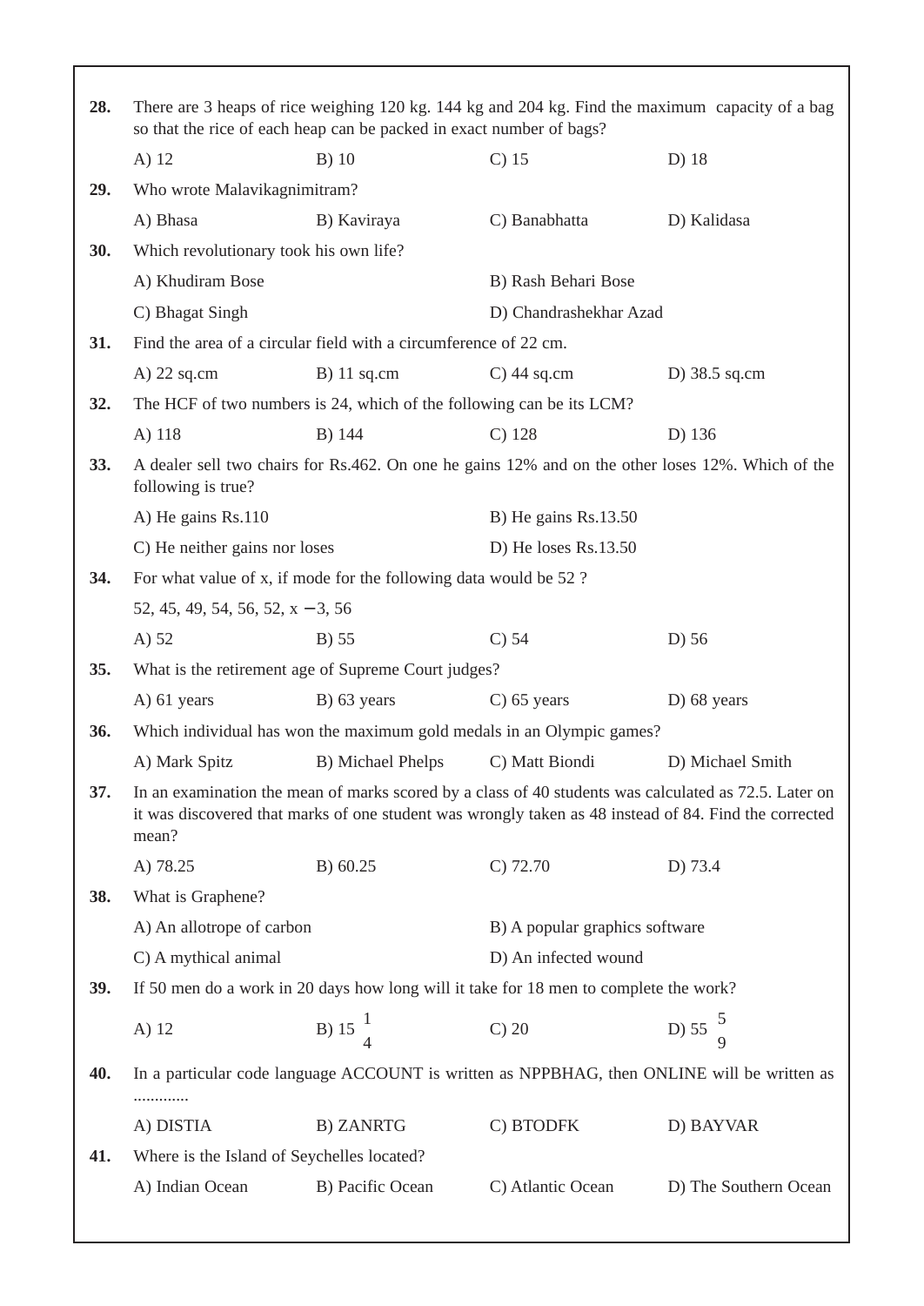**28.** There are 3 heaps of rice weighing 120 kg. 144 kg and 204 kg. Find the maximum capacity of a bag so that the rice of each heap can be packed in exact number of bags?

A) 12 B) 10 C) 15 D) 18

**29.** Who wrote Malavikagnimitram?

A) Bhasa B) Kaviraya C) Banabhatta D) Kalidasa

**30.** Which revolutionary took his own life?

A) Khudiram Bose B) Rash Behari Bose

C) Bhagat Singh D) Chandrashekhar Azad

**31.** Find the area of a circular field with a circumference of 22 cm.

A) 22 sq.cm B) 11 sq.cm C) 44 sq.cm D) 38.5 sq.cm

**32.** The HCF of two numbers is 24, which of the following can be its LCM?

A) 118 B) 144 C) 128 D) 136

**33.** A dealer sell two chairs for Rs.462. On one he gains 12% and on the other loses 12%. Which of the following is true?

A) He gains Rs.110 B) He gains Rs.13.50

C) He neither gains nor loses D) He loses Rs.13.50

**34.** For what value of x, if mode for the following data would be 52 ?

52, 45, 49, 54, 56, 52, $x - 3$, 56

A) 52 B) 55 C) 54 D) 56

**35.** What is the retirement age of Supreme Court judges?

A) 61 years B) 63 years C) 65 years D) 68 years

**36.** Which individual has won the maximum gold medals in an Olympic games?

A) Mark Spitz B) Michael Phelps C) Matt Biondi D) Michael Smith

**37.** In an examination the mean of marks scored by a class of 40 students was calculated as 72.5. Later on it was discovered that marks of one student was wrongly taken as 48 instead of 84. Find the corrected mean?

A) 78.25 B) 60.25 C) 72.70 D) 73.4

**38.** What is Graphene?

A) An allotrope of carbon B) A popular graphics software

C) A mythical animal D) An infected wound

**39.** If 50 men do a work in 20 days how long will it take for 18 men to complete the work?

A) 12 B) $15\frac{1}{4}$ C) 20 D) $55\frac{5}{9}$

**40.** In a particular code language ACCOUNT is written as NPPBHAG, then ONLINE will be written as .............

A) DISTIA B) ZANRTG C) BTODFK D) BAYVAR

**41.** Where is the Island of Seychelles located?

A) Indian Ocean B) Pacific Ocean C) Atlantic Ocean D) The Southern Ocean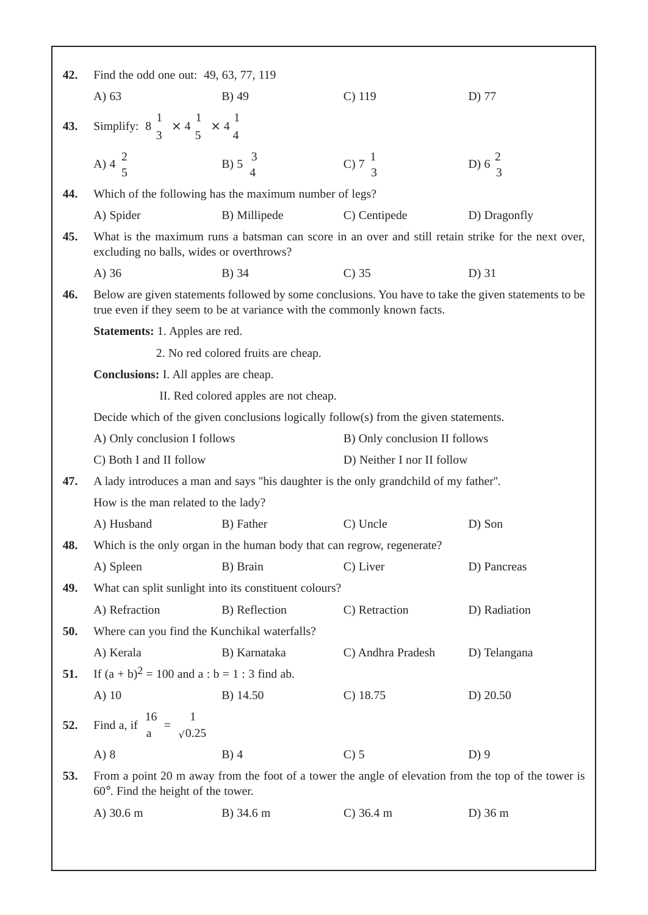**42.** Find the odd one out: 49, 63, 77, 119

A) 63 B) 49 C) 119 D) 77

**43.** Simplify: $8\frac{1}{3} \times 4\frac{1}{5} \times 4\frac{1}{4}$

A) $4\frac{2}{5}$ B) $5\frac{3}{4}$ C) $7\frac{1}{3}$ D) $6\frac{2}{3}$

**44.** Which of the following has the maximum number of legs?

A) Spider B) Millipede C) Centipede D) Dragonfly

**45.** What is the maximum runs a batsman can score in an over and still retain strike for the next over, excluding no balls, wides or overthrows?

A) 36 B) 34 C) 35 D) 31

**46.** Below are given statements followed by some conclusions. You have to take the given statements to be true even if they seem to be at variance with the commonly known facts.

**Statements:** 1. Apples are red.

2. No red colored fruits are cheap.

**Conclusions:** I. All apples are cheap.

II. Red colored apples are not cheap.

Decide which of the given conclusions logically follow(s) from the given statements.

A) Only conclusion I follows B) Only conclusion II follows

C) Both I and II follow D) Neither I nor II follow

**47.** A lady introduces a man and says "his daughter is the only grandchild of my father".

How is the man related to the lady?

A) Husband B) Father C) Uncle D) Son

**48.** Which is the only organ in the human body that can regrow, regenerate?

A) Spleen B) Brain C) Liver D) Pancreas

**49.** What can split sunlight into its constituent colours?

A) Refraction B) Reflection C) Retraction D) Radiation

**50.** Where can you find the Kunchikal waterfalls?

A) Kerala B) Karnataka C) Andhra Pradesh D) Telangana

**51.** If $(a + b)^2 = 100$ and a : b = 1 : 3 find ab.

A) 10 B) 14.50 C) 18.75 D) 20.50

**52.** Find a, if $\frac{16}{a} = \frac{1}{\sqrt{0.25}}$

A) 8 B) 4 C) 5 D) 9

**53.** From a point 20 m away from the foot of a tower the angle of elevation from the top of the tower is 60°. Find the height of the tower.

A) 30.6 m B) 34.6 m C) 36.4 m D) 36 m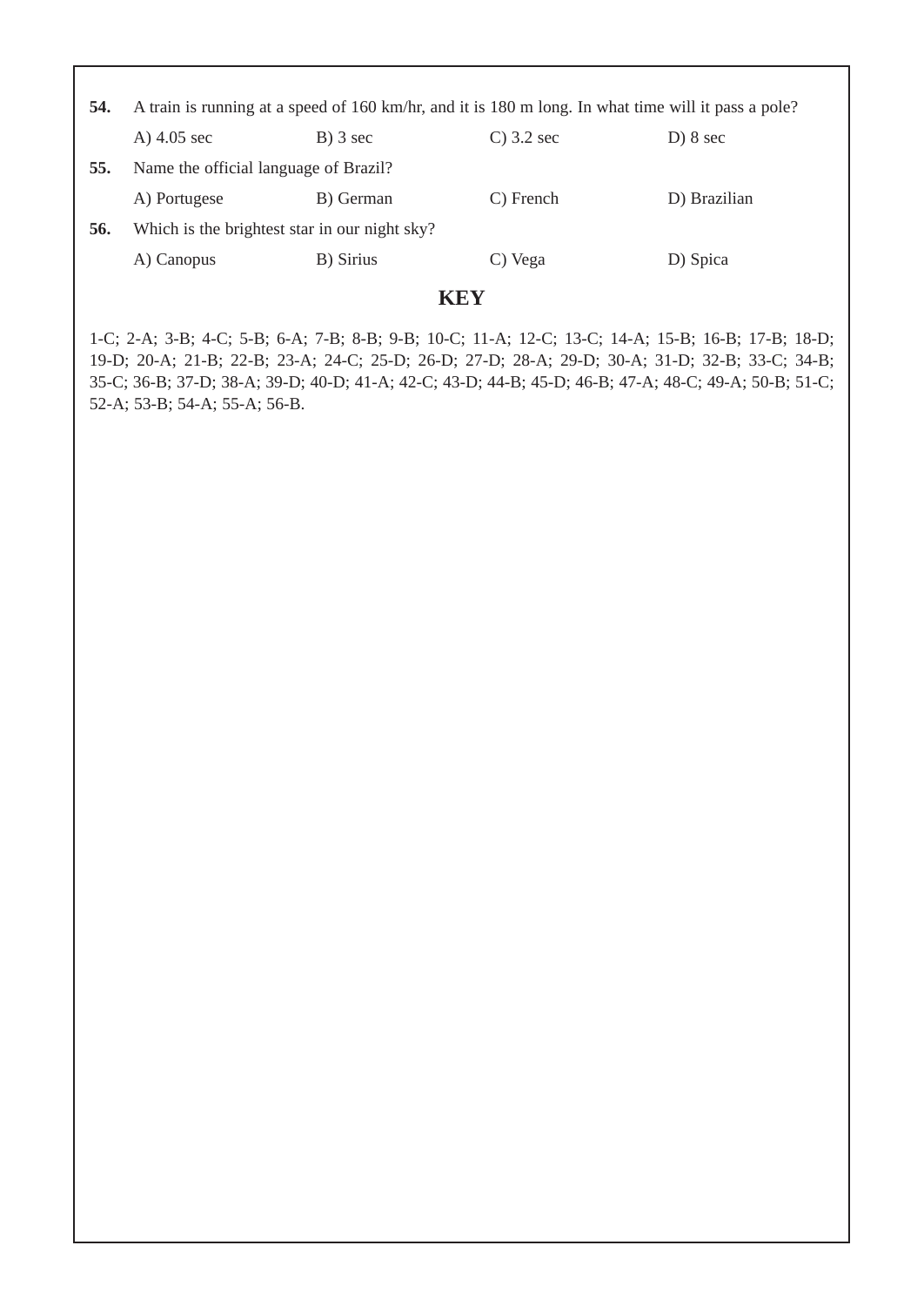**54.** A train is running at a speed of 160 km/hr, and it is 180 m long. In what time will it pass a pole?

A) 4.05 sec B) 3 sec C) 3.2 sec D) 8 sec

**55.** Name the official language of Brazil?

A) Portugese B) German C) French D) Brazilian

**56.** Which is the brightest star in our night sky?

A) Canopus B) Sirius C) Vega D) Spica

## KEY

1-C; 2-A; 3-B; 4-C; 5-B; 6-A; 7-B; 8-B; 9-B; 10-C; 11-A; 12-C; 13-C; 14-A; 15-B; 16-B; 17-B; 18-D; 19-D; 20-A; 21-B; 22-B; 23-A; 24-C; 25-D; 26-D; 27-D; 28-A; 29-D; 30-A; 31-D; 32-B; 33-C; 34-B; 35-C; 36-B; 37-D; 38-A; 39-D; 40-D; 41-A; 42-C; 43-D; 44-B; 45-D; 46-B; 47-A; 48-C; 49-A; 50-B; 51-C; 52-A; 53-B; 54-A; 55-A; 56-B.